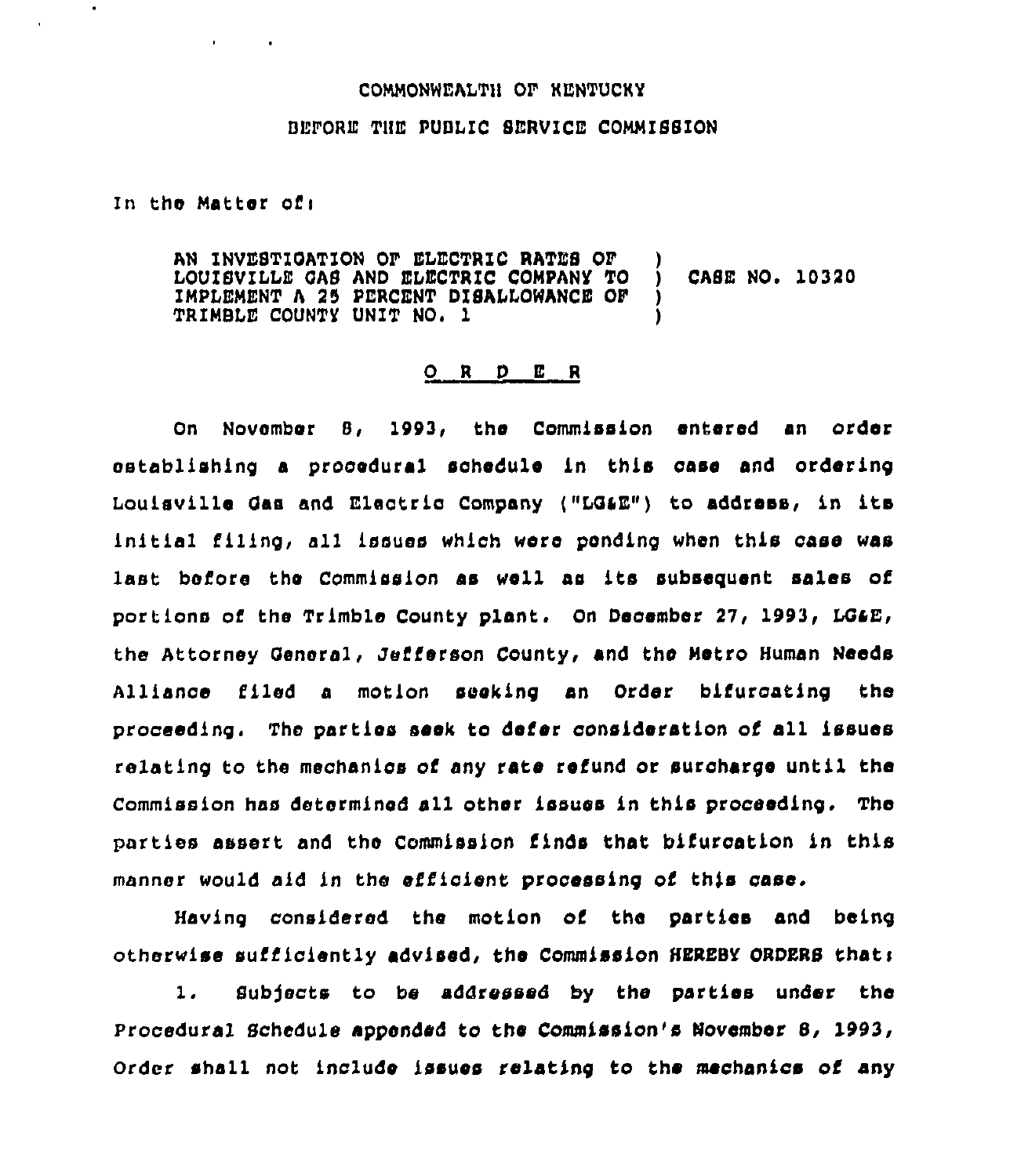COMMONWEALTH OF KENTUCKY

BEFORE THE PUBLIC SERVICE COMMISSION

In the Matter of:

AN INVESTIGATION OF ELECTRIC RATES OF LOUISVILLE GAS AND ELECTRIC COMPANY TO IMPLEMENT A 25 PERCENT DISALLOWANCE OF TRIMBLE COUNTY UNIT NO. 1 ) CASE NO. 10320

O R D E R

On November 8, 1993, the Commission entered an order establishing a procedural schedule in this case and ordering Louisville Gas and Electric Company ("LG&E") to address, in its initial filing, all issues which were pending when this case was last before the Commission as well as its subsequent sales of portions of the Trimble County plant. On December 27, 1993, LG&E, the Attorney General, Jefferson County, and the Metro Human Needs Alliance filed a motion seeking an Order bifurcating the proceeding. The parties seek to defer consideration of all issues relating to the mechanics of any rate refund or surcharge until the Commission has determined all other issues in this proceeding. The parties assert and the Commission finds that bifurcation in this manner would aid in the efficient processing of this case.

Having considered the motion of the parties and being otherwise sufficiently advised, the Commission HEREBY ORDERS that:

1. Subjects to be addressed by the parties under the Procedural Schedule appended to the Commission's November 8, 1993, Order shall not include issues relating to the mechanics of any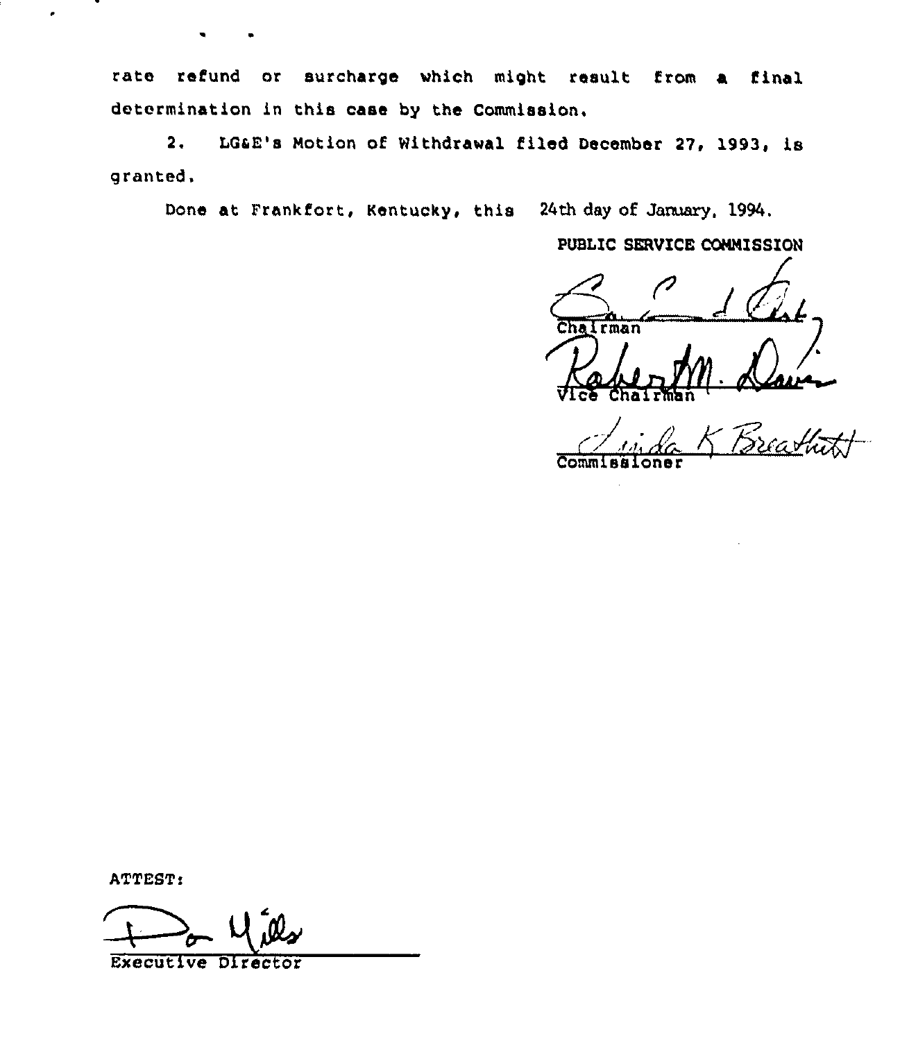rate refund or surcharge which might result from a final determination in this case by the Commission.

2. LG&E's Motion of Withdrawal filed December 27, 1993, is granted.

Done at Frankfort, Kentucky, this 24th day of January, 1994.

PUBLIC SERVICE COMMISSION

Chairman

Vice Chairman

Commissioner

ATTEST:

Executive Director